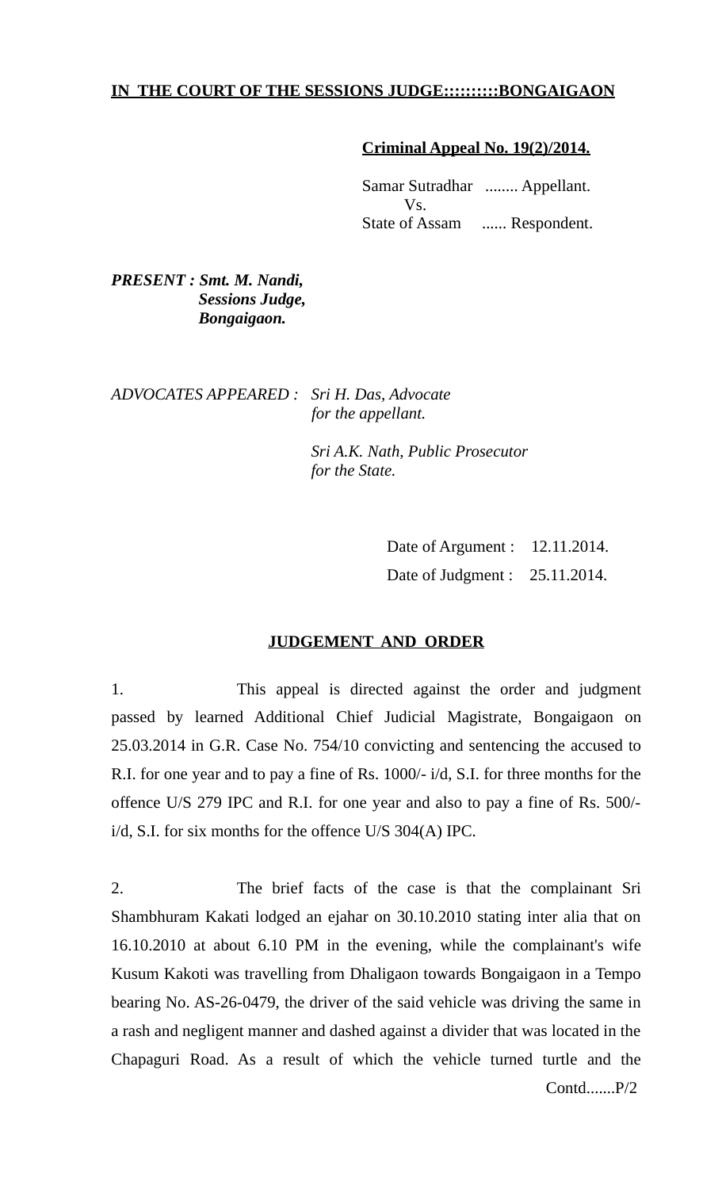**IN THE COURT OF THE SESSIONS JUDGE:::::::::BONGAIGAON**

**Criminal Appeal No. 19(2)/2014.**

Samar Sutradhar ........ Appellant.
Vs.
State of Assam ...... Respondent.

***PRESENT : Smt. M. Nandi,***
***Sessions Judge,***
***Bongaigaon.***

*ADVOCATES APPEARED : Sri H. Das, Advocate*
*for the appellant.*

*Sri A.K. Nath, Public Prosecutor*
*for the State.*

Date of Argument : 12.11.2014.
Date of Judgment : 25.11.2014.

## JUDGEMENT AND ORDER

1. This appeal is directed against the order and judgment passed by learned Additional Chief Judicial Magistrate, Bongaigaon on 25.03.2014 in G.R. Case No. 754/10 convicting and sentencing the accused to R.I. for one year and to pay a fine of Rs. 1000/- i/d, S.I. for three months for the offence U/S 279 IPC and R.I. for one year and also to pay a fine of Rs. 500/- i/d, S.I. for six months for the offence U/S 304(A) IPC.

2. The brief facts of the case is that the complainant Sri Shambhuram Kakati lodged an ejahar on 30.10.2010 stating inter alia that on 16.10.2010 at about 6.10 PM in the evening, while the complainant's wife Kusum Kakoti was travelling from Dhaligaon towards Bongaigaon in a Tempo bearing No. AS-26-0479, the driver of the said vehicle was driving the same in a rash and negligent manner and dashed against a divider that was located in the Chapaguri Road. As a result of which the vehicle turned turtle and the

Contd.......P/2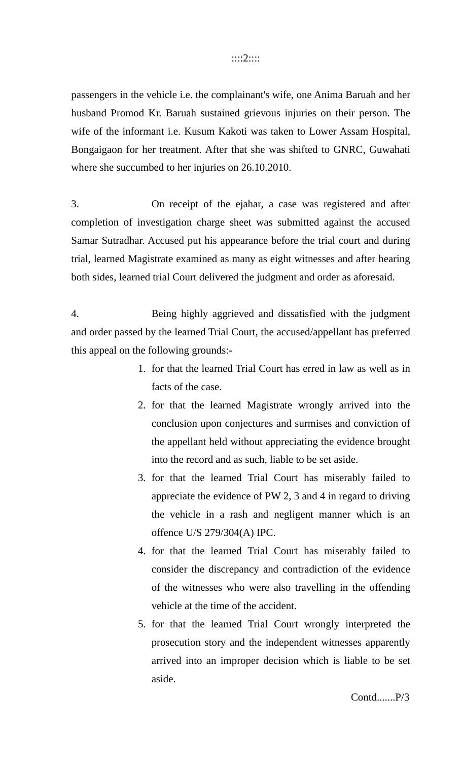passengers in the vehicle i.e. the complainant's wife, one Anima Baruah and her husband Promod Kr. Baruah sustained grievous injuries on their person. The wife of the informant i.e. Kusum Kakoti was taken to Lower Assam Hospital, Bongaigaon for her treatment. After that she was shifted to GNRC, Guwahati where she succumbed to her injuries on 26.10.2010.

3. On receipt of the ejahar, a case was registered and after completion of investigation charge sheet was submitted against the accused Samar Sutradhar. Accused put his appearance before the trial court and during trial, learned Magistrate examined as many as eight witnesses and after hearing both sides, learned trial Court delivered the judgment and order as aforesaid.

4. Being highly aggrieved and dissatisfied with the judgment and order passed by the learned Trial Court, the accused/appellant has preferred this appeal on the following grounds:-

1. for that the learned Trial Court has erred in law as well as in facts of the case.
2. for that the learned Magistrate wrongly arrived into the conclusion upon conjectures and surmises and conviction of the appellant held without appreciating the evidence brought into the record and as such, liable to be set aside.
3. for that the learned Trial Court has miserably failed to appreciate the evidence of PW 2, 3 and 4 in regard to driving the vehicle in a rash and negligent manner which is an offence U/S 279/304(A) IPC.
4. for that the learned Trial Court has miserably failed to consider the discrepancy and contradiction of the evidence of the witnesses who were also travelling in the offending vehicle at the time of the accident.
5. for that the learned Trial Court wrongly interpreted the prosecution story and the independent witnesses apparently arrived into an improper decision which is liable to be set aside.

Contd.......P/3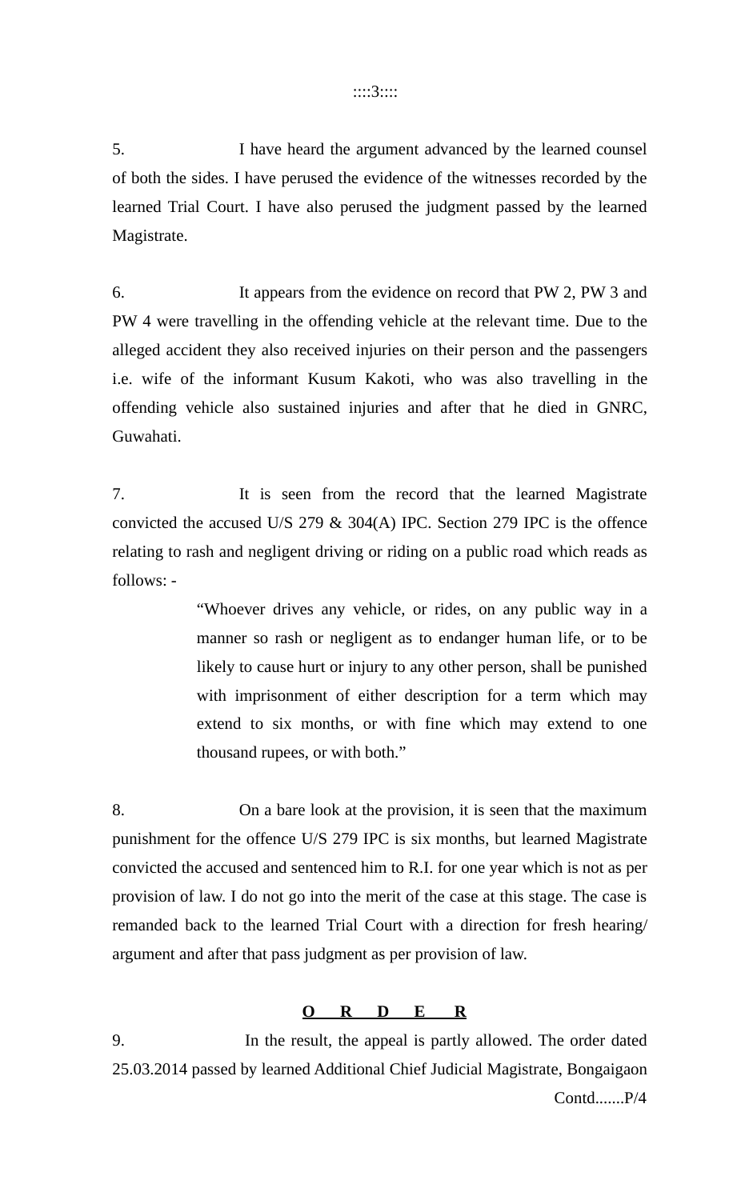5. I have heard the argument advanced by the learned counsel of both the sides. I have perused the evidence of the witnesses recorded by the learned Trial Court. I have also perused the judgment passed by the learned Magistrate.

6. It appears from the evidence on record that PW 2, PW 3 and PW 4 were travelling in the offending vehicle at the relevant time. Due to the alleged accident they also received injuries on their person and the passengers i.e. wife of the informant Kusum Kakoti, who was also travelling in the offending vehicle also sustained injuries and after that he died in GNRC, Guwahati.

7. It is seen from the record that the learned Magistrate convicted the accused U/S 279 & 304(A) IPC. Section 279 IPC is the offence relating to rash and negligent driving or riding on a public road which reads as follows: -

> "Whoever drives any vehicle, or rides, on any public way in a manner so rash or negligent as to endanger human life, or to be likely to cause hurt or injury to any other person, shall be punished with imprisonment of either description for a term which may extend to six months, or with fine which may extend to one thousand rupees, or with both."

8. On a bare look at the provision, it is seen that the maximum punishment for the offence U/S 279 IPC is six months, but learned Magistrate convicted the accused and sentenced him to R.I. for one year which is not as per provision of law. I do not go into the merit of the case at this stage. The case is remanded back to the learned Trial Court with a direction for fresh hearing/ argument and after that pass judgment as per provision of law.

**O R D E R**

9. In the result, the appeal is partly allowed. The order dated 25.03.2014 passed by learned Additional Chief Judicial Magistrate, Bongaigaon

Contd.......P/4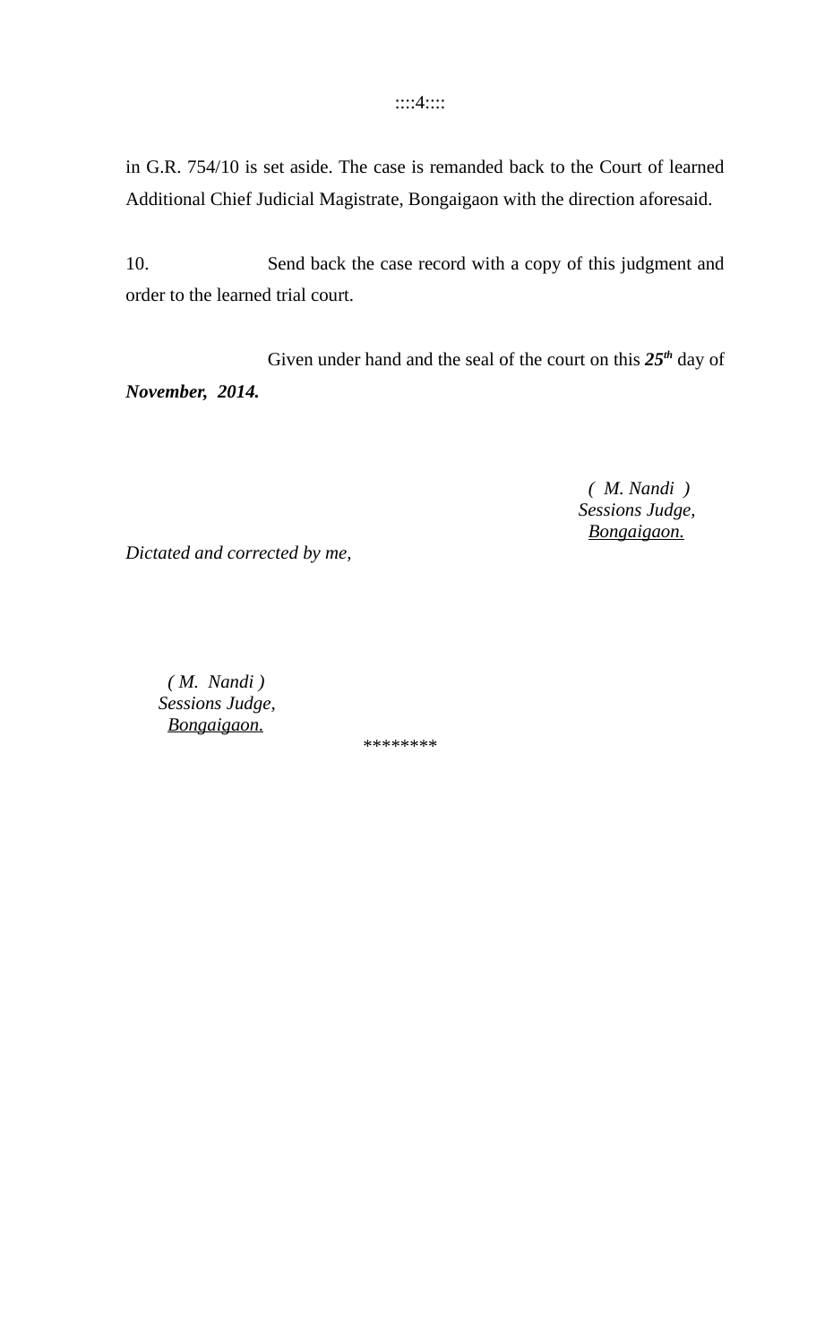in G.R. 754/10 is set aside. The case is remanded back to the Court of learned Additional Chief Judicial Magistrate, Bongaigaon with the direction aforesaid.

10. Send back the case record with a copy of this judgment and order to the learned trial court.

Given under hand and the seal of the court on this ***25th*** day of ***November, 2014.***

*( M. Nandi )*
*Sessions Judge,*
*Bongaigaon.*

*Dictated and corrected by me,*

*( M. Nandi )*
*Sessions Judge,*
*Bongaigaon.*

********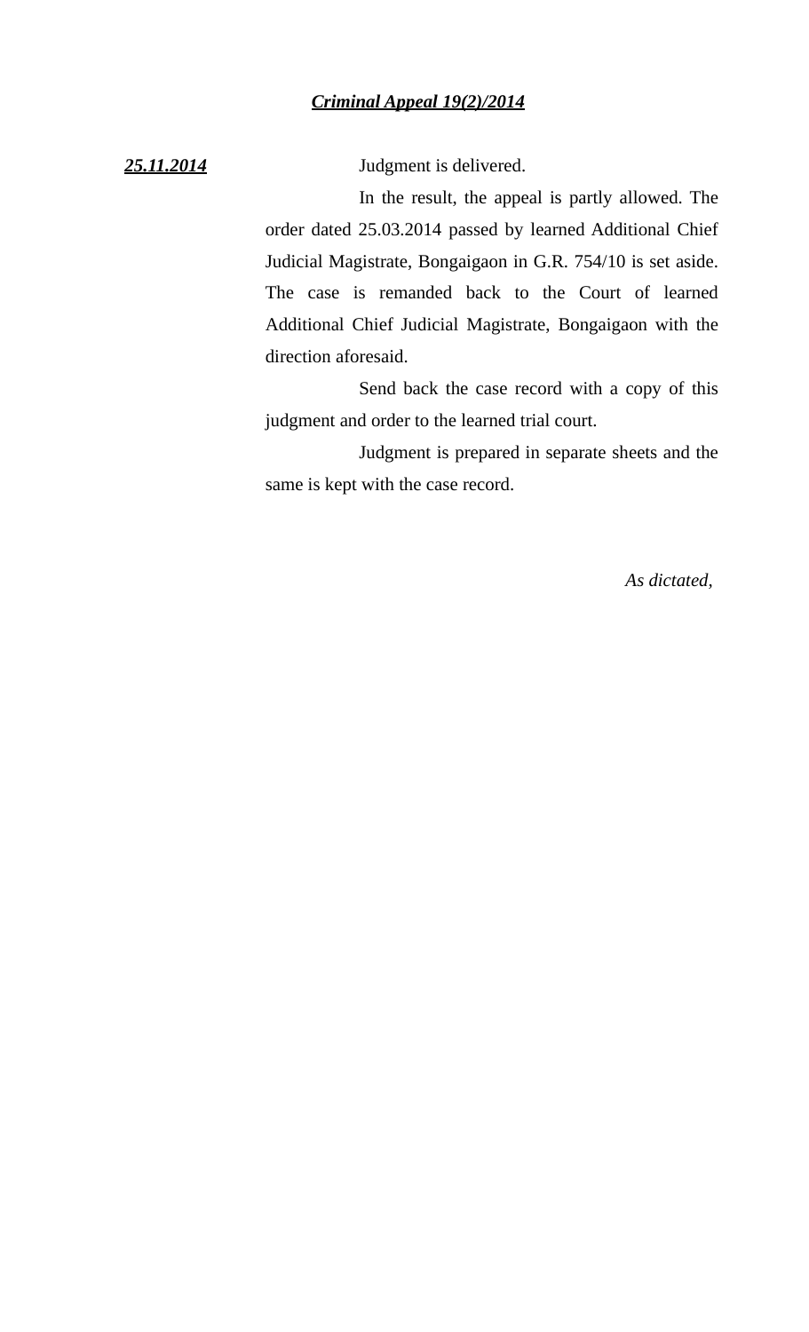***Criminal Appeal 19(2)/2014***

***25.11.2014***

Judgment is delivered.

In the result, the appeal is partly allowed. The order dated 25.03.2014 passed by learned Additional Chief Judicial Magistrate, Bongaigaon in G.R. 754/10 is set aside. The case is remanded back to the Court of learned Additional Chief Judicial Magistrate, Bongaigaon with the direction aforesaid.

Send back the case record with a copy of this judgment and order to the learned trial court.

Judgment is prepared in separate sheets and the same is kept with the case record.

*As dictated,*